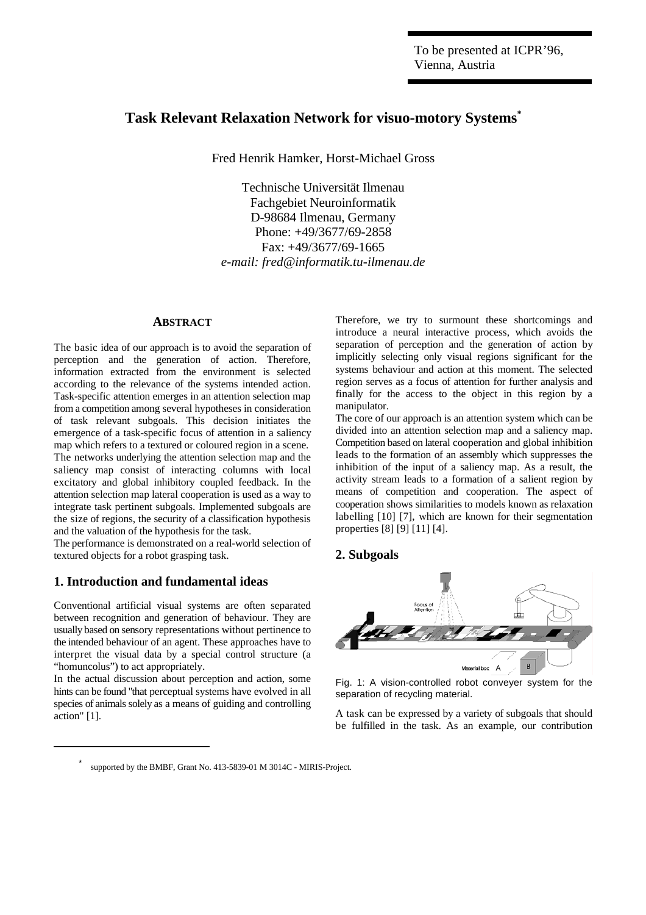To be presented at ICPR'96, Vienna, Austria

# Task Relevant Relaxation Network for visuo-motory Systems*

Fred Henrik Hamker, Horst-Michael Gross

Technische Universität Ilmenau
Fachgebiet Neuroinformatik
D-98684 Ilmenau, Germany
Phone: +49/3677/69-2858
Fax: +49/3677/69-1665
*e-mail: fred@informatik.tu-ilmenau.de*

### ABSTRACT

The basic idea of our approach is to avoid the separation of perception and the generation of action. Therefore, information extracted from the environment is selected according to the relevance of the systems intended action. Task-specific attention emerges in an attention selection map from a competition among several hypotheses in consideration of task relevant subgoals. This decision initiates the emergence of a task-specific focus of attention in a saliency map which refers to a textured or coloured region in a scene. The networks underlying the attention selection map and the saliency map consist of interacting columns with local excitatory and global inhibitory coupled feedback. In the attention selection map lateral cooperation is used as a way to integrate task pertinent subgoals. Implemented subgoals are the size of regions, the security of a classification hypothesis and the valuation of the hypothesis for the task.

The performance is demonstrated on a real-world selection of textured objects for a robot grasping task.

## 1. Introduction and fundamental ideas

Conventional artificial visual systems are often separated between recognition and generation of behaviour. They are usually based on sensory representations without pertinence to the intended behaviour of an agent. These approaches have to interpret the visual data by a special control structure (a "homuncolus") to act appropriately.

In the actual discussion about perception and action, some hints can be found "that perceptual systems have evolved in all species of animals solely as a means of guiding and controlling action" [1].

Therefore, we try to surmount these shortcomings and introduce a neural interactive process, which avoids the separation of perception and the generation of action by implicitly selecting only visual regions significant for the systems behaviour and action at this moment. The selected region serves as a focus of attention for further analysis and finally for the access to the object in this region by a manipulator.

The core of our approach is an attention system which can be divided into an attention selection map and a saliency map. Competition based on lateral cooperation and global inhibition leads to the formation of an assembly which suppresses the inhibition of the input of a saliency map. As a result, the activity stream leads to a formation of a salient region by means of competition and cooperation. The aspect of cooperation shows similarities to models known as relaxation labelling [10] [7], which are known for their segmentation properties [8] [9] [11] [4].

## 2. Subgoals

Focus of Attention

Material box A

B

Fig. 1: A vision-controlled robot conveyer system for the separation of recycling material.

A task can be expressed by a variety of subgoals that should be fulfilled in the task. As an example, our contribution

---

* supported by the BMBF, Grant No. 413-5839-01 M 3014C - MIRIS-Project.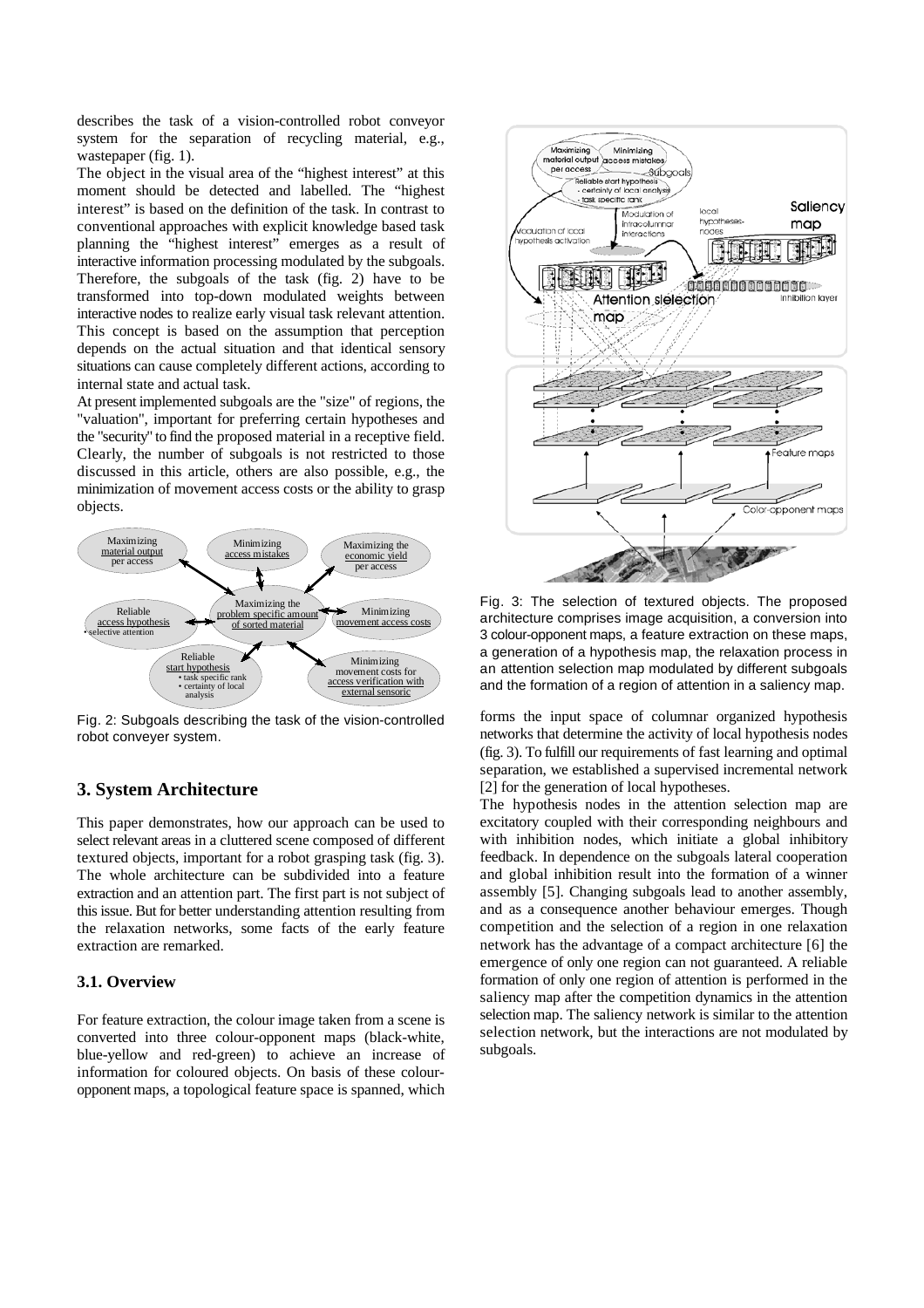describes the task of a vision-controlled robot conveyor system for the separation of recycling material, e.g., wastepaper (fig. 1).

The object in the visual area of the "highest interest" at this moment should be detected and labelled. The "highest interest" is based on the definition of the task. In contrast to conventional approaches with explicit knowledge based task planning the "highest interest" emerges as a result of interactive information processing modulated by the subgoals. Therefore, the subgoals of the task (fig. 2) have to be transformed into top-down modulated weights between interactive nodes to realize early visual task relevant attention. This concept is based on the assumption that perception depends on the actual situation and that identical sensory situations can cause completely different actions, according to internal state and actual task.

At present implemented subgoals are the "size" of regions, the "valuation", important for preferring certain hypotheses and the "security" to find the proposed material in a receptive field. Clearly, the number of subgoals is not restricted to those discussed in this article, others are also possible, e.g., the minimization of movement access costs or the ability to grasp objects.

Fig. 2: Subgoals describing the task of the vision-controlled robot conveyer system.

## 3. System Architecture

This paper demonstrates, how our approach can be used to select relevant areas in a cluttered scene composed of different textured objects, important for a robot grasping task (fig. 3). The whole architecture can be subdivided into a feature extraction and an attention part. The first part is not subject of this issue. But for better understanding attention resulting from the relaxation networks, some facts of the early feature extraction are remarked.

### 3.1. Overview

For feature extraction, the colour image taken from a scene is converted into three colour-opponent maps (black-white, blue-yellow and red-green) to achieve an increase of information for coloured objects. On basis of these colour-opponent maps, a topological feature space is spanned, which forms the input space of columnar organized hypothesis networks that determine the activity of local hypothesis nodes (fig. 3). To fulfill our requirements of fast learning and optimal separation, we established a supervised incremental network [2] for the generation of local hypotheses.

The hypothesis nodes in the attention selection map are excitatory coupled with their corresponding neighbours and with inhibition nodes, which initiate a global inhibitory feedback. In dependence on the subgoals lateral cooperation and global inhibition result into the formation of a winner assembly [5]. Changing subgoals lead to another assembly, and as a consequence another behaviour emerges. Though competition and the selection of a region in one relaxation network has the advantage of a compact architecture [6] the emergence of only one region can not guaranteed. A reliable formation of only one region of attention is performed in the saliency map after the competition dynamics in the attention selection map. The saliency network is similar to the attention selection network, but the interactions are not modulated by subgoals.

Fig. 3: The selection of textured objects. The proposed architecture comprises image acquisition, a conversion into 3 colour-opponent maps, a feature extraction on these maps, a generation of a hypothesis map, the relaxation process in an attention selection map modulated by different subgoals and the formation of a region of attention in a saliency map.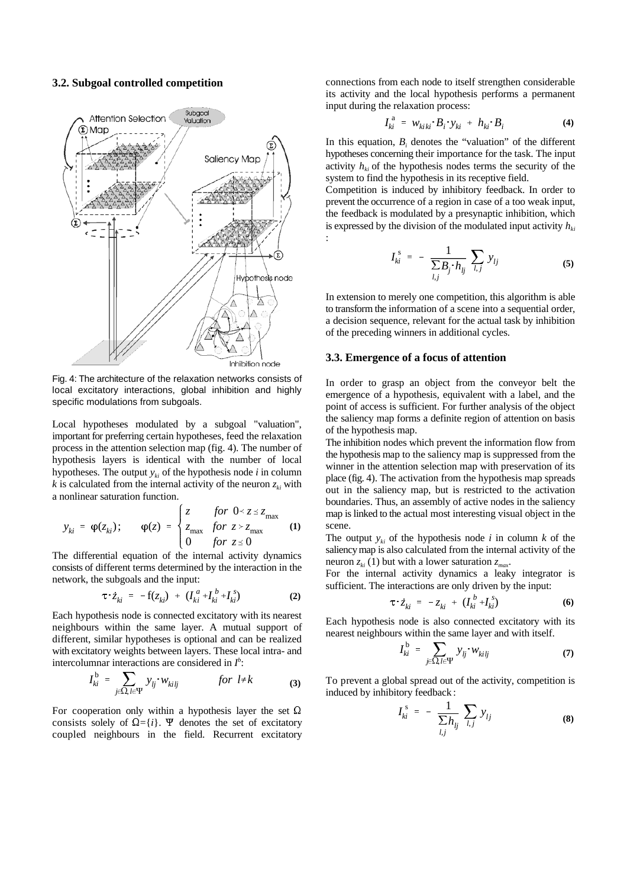### 3.2. Subgoal controlled competition

Fig. 4: The architecture of the relaxation networks consists of local excitatory interactions, global inhibition and highly specific modulations from subgoals.

Local hypotheses modulated by a subgoal "valuation", important for preferring certain hypotheses, feed the relaxation process in the attention selection map (fig. 4). The number of hypothesis layers is identical with the number of local hypotheses. The output $y_{ki}$ of the hypothesis node $i$ in column $k$ is calculated from the internal activity of the neuron $z_{ki}$ with a nonlinear saturation function.

$$y_{ki} = \varphi(z_{ki}); \qquad \varphi(z) = \begin{cases} z & for\ 0 < z \le z_{\max} \\ z_{\max} & for\ z > z_{\max} \\ 0 & for\ z \le 0 \end{cases} \tag{1}$$

The differential equation of the internal activity dynamics consists of different terms determined by the interaction in the network, the subgoals and the input:

$$\tau \cdot \dot{z}_{ki} = -\mathrm{f}(z_{ki}) + (I_{ki}^{a} + I_{ki}^{b} + I_{ki}^{s}) \tag{2}$$

Each hypothesis node is connected excitatory with its nearest neighbours within the same layer. A mutual support of different, similar hypotheses is optional and can be realized with excitatory weights between layers. These local intra- and intercolumnar interactions are considered in $I^b$:

$$I_{ki}^{b} = \sum_{j \in \Omega, l \in \Psi} y_{lj} \cdot w_{kilj} \qquad for\ l \ne k \tag{3}$$

For cooperation only within a hypothesis layer the set $\Omega$ consists solely of $\Omega=\{i\}$. $\Psi$ denotes the set of excitatory coupled neighbours in the field. Recurrent excitatory connections from each node to itself strengthen considerable its activity and the local hypothesis performs a permanent input during the relaxation process:

$$I_{ki}^{a} = w_{kiki} \cdot B_i \cdot y_{ki} + h_{ki} \cdot B_i \tag{4}$$

In this equation, $B_i$ denotes the "valuation" of the different hypotheses concerning their importance for the task. The input activity $h_{ki}$ of the hypothesis nodes terms the security of the system to find the hypothesis in its receptive field.

Competition is induced by inhibitory feedback. In order to prevent the occurrence of a region in case of a too weak input, the feedback is modulated by a presynaptic inhibition, which is expressed by the division of the modulated input activity $h_{ki}$ :

$$I_{ki}^{s} = -\frac{1}{\sum_{l,j} B_j \cdot h_{lj}} \sum_{l,j} y_{lj} \tag{5}$$

In extension to merely one competition, this algorithm is able to transform the information of a scene into a sequential order, a decision sequence, relevant for the actual task by inhibition of the preceding winners in additional cycles.

### 3.3. Emergence of a focus of attention

In order to grasp an object from the conveyor belt the emergence of a hypothesis, equivalent with a label, and the point of access is sufficient. For further analysis of the object the saliency map forms a definite region of attention on basis of the hypothesis map.

The inhibition nodes which prevent the information flow from the hypothesis map to the saliency map is suppressed from the winner in the attention selection map with preservation of its place (fig. 4). The activation from the hypothesis map spreads out in the saliency map, but is restricted to the activation boundaries. Thus, an assembly of active nodes in the saliency map is linked to the actual most interesting visual object in the scene.

The output $y_{ki}$ of the hypothesis node $i$ in column $k$ of the saliency map is also calculated from the internal activity of the neuron $z_{ki}$ (1) but with a lower saturation $z_{max}$.

For the internal activity dynamics a leaky integrator is sufficient. The interactions are only driven by the input:

$$\tau \cdot \dot{z}_{ki} = -z_{ki} + (I_{ki}^{b} + I_{ki}^{s}) \tag{6}$$

Each hypothesis node is also connected excitatory with its nearest neighbours within the same layer and with itself.

$$I_{ki}^{b} = \sum_{j \in \Omega, l \in \Psi} y_{lj} \cdot w_{kilj} \tag{7}$$

To prevent a global spread out of the activity, competition is induced by inhibitory feedback :

$$I_{ki}^{s} = -\frac{1}{\sum_{l,j} h_{lj}} \sum_{l,j} y_{lj} \tag{8}$$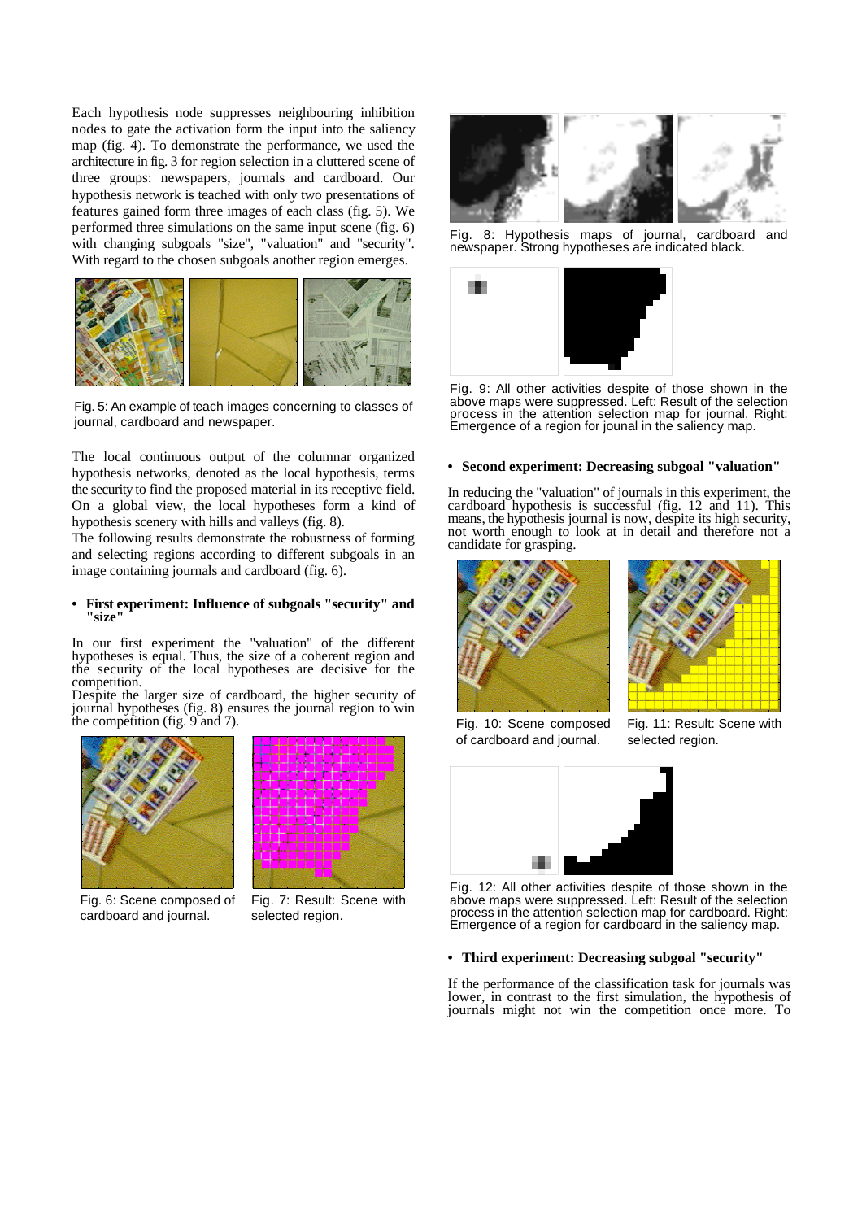Each hypothesis node suppresses neighbouring inhibition nodes to gate the activation form the input into the saliency map (fig. 4). To demonstrate the performance, we used the architecture in fig. 3 for region selection in a cluttered scene of three groups: newspapers, journals and cardboard. Our hypothesis network is teached with only two presentations of features gained form three images of each class (fig. 5). We performed three simulations on the same input scene (fig. 6) with changing subgoals "size", "valuation" and "security". With regard to the chosen subgoals another region emerges.

Fig. 5: An example of teach images concerning to classes of journal, cardboard and newspaper.

The local continuous output of the columnar organized hypothesis networks, denoted as the local hypothesis, terms the security to find the proposed material in its receptive field. On a global view, the local hypotheses form a kind of hypothesis scenery with hills and valleys (fig. 8).

The following results demonstrate the robustness of forming and selecting regions according to different subgoals in an image containing journals and cardboard (fig. 6).

- **First experiment: Influence of subgoals "security" and "size"**

In our first experiment the "valuation" of the different hypotheses is equal. Thus, the size of a coherent region and the security of the local hypotheses are decisive for the competition.

Despite the larger size of cardboard, the higher security of journal hypotheses (fig. 8) ensures the journal region to win the competition (fig. 9 and 7).

Fig. 6: Scene composed of cardboard and journal.

Fig. 7: Result: Scene with selected region.

Fig. 8: Hypothesis maps of journal, cardboard and newspaper. Strong hypotheses are indicated black.

Fig. 9: All other activities despite of those shown in the above maps were suppressed. Left: Result of the selection process in the attention selection map for journal. Right: Emergence of a region for jounal in the saliency map.

- **Second experiment: Decreasing subgoal "valuation"**

In reducing the "valuation" of journals in this experiment, the cardboard hypothesis is successful (fig. 12 and 11). This means, the hypothesis journal is now, despite its high security, not worth enough to look at in detail and therefore not a candidate for grasping.

Fig. 10: Scene composed of cardboard and journal.

Fig. 11: Result: Scene with selected region.

Fig. 12: All other activities despite of those shown in the above maps were suppressed. Left: Result of the selection process in the attention selection map for cardboard. Right: Emergence of a region for cardboard in the saliency map.

- **Third experiment: Decreasing subgoal "security"**

If the performance of the classification task for journals was lower, in contrast to the first simulation, the hypothesis of journals might not win the competition once more. To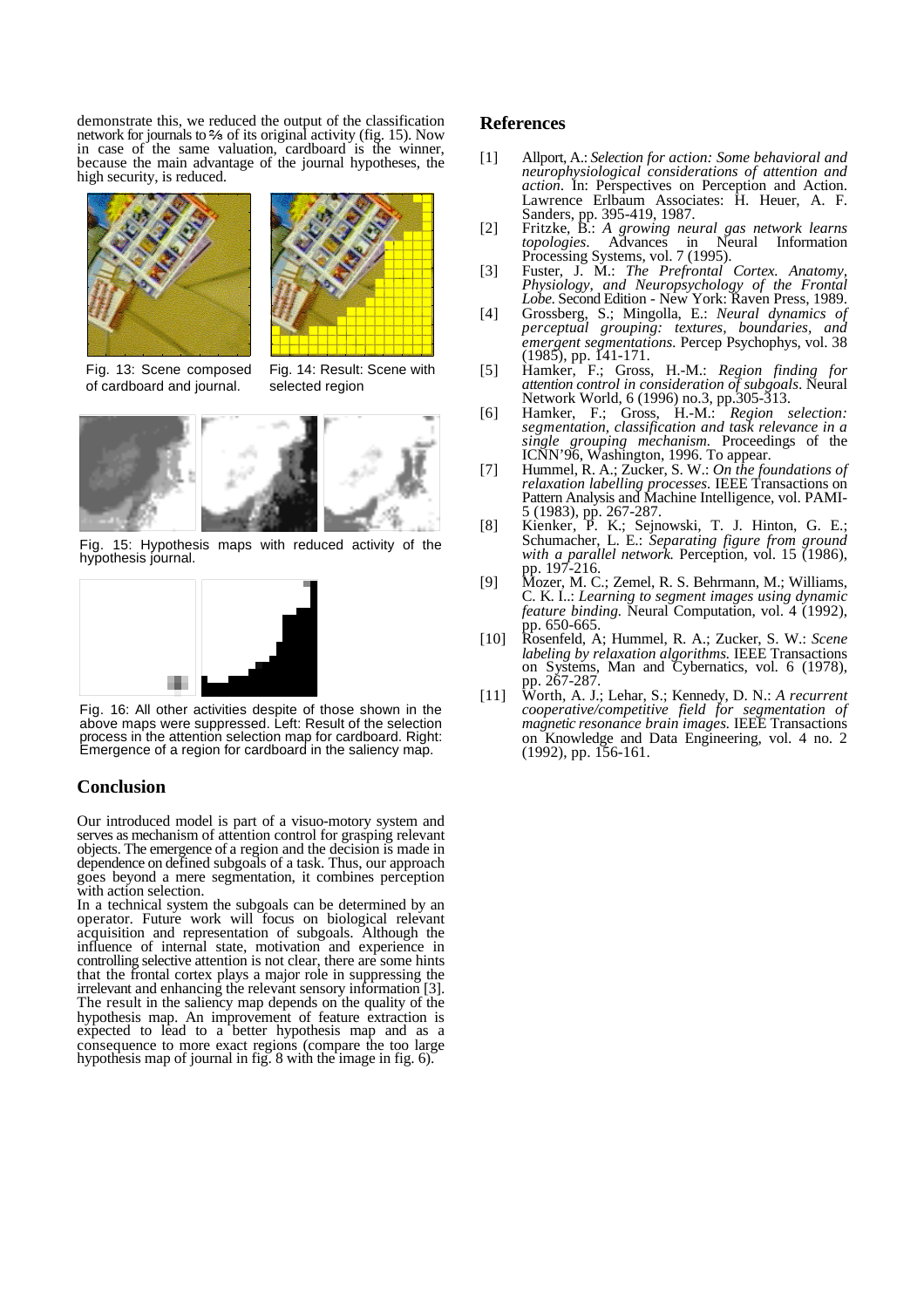demonstrate this, we reduced the output of the classification network for journals to ⅔ of its original activity (fig. 15). Now in case of the same valuation, cardboard is the winner, because the main advantage of the journal hypotheses, the high security, is reduced.

Fig. 13: Scene composed of cardboard and journal.

Fig. 14: Result: Scene with selected region

Fig. 15: Hypothesis maps with reduced activity of the hypothesis journal.

Fig. 16: All other activities despite of those shown in the above maps were suppressed. Left: Result of the selection process in the attention selection map for cardboard. Right: Emergence of a region for cardboard in the saliency map.

## Conclusion

Our introduced model is part of a visuo-motory system and serves as mechanism of attention control for grasping relevant objects. The emergence of a region and the decision is made in dependence on defined subgoals of a task. Thus, our approach goes beyond a mere segmentation, it combines perception with action selection.

In a technical system the subgoals can be determined by an operator. Future work will focus on biological relevant acquisition and representation of subgoals. Although the influence of internal state, motivation and experience in controlling selective attention is not clear, there are some hints that the frontal cortex plays a major role in suppressing the irrelevant and enhancing the relevant sensory information [3]. The result in the saliency map depends on the quality of the hypothesis map. An improvement of feature extraction is expected to lead to a better hypothesis map and as a consequence to more exact regions (compare the too large hypothesis map of journal in fig. 8 with the image in fig. 6).

## References

[1] Allport, A.: *Selection for action: Some behavioral and neurophysiological considerations of attention and action.* In: Perspectives on Perception and Action. Lawrence Erlbaum Associates: H. Heuer, A. F. Sanders, pp. 395-419, 1987.

[2] Fritzke, B.: *A growing neural gas network learns topologies.* Advances in Neural Information Processing Systems, vol. 7 (1995).

[3] Fuster, J. M.: *The Prefrontal Cortex. Anatomy, Physiology, and Neuropsychology of the Frontal Lobe.* Second Edition - New York: Raven Press, 1989.

[4] Grossberg, S.; Mingolla, E.: *Neural dynamics of perceptual grouping: textures, boundaries, and emergent segmentations.* Percep Psychophys, vol. 38 (1985), pp. 141-171.

[5] Hamker, F.; Gross, H.-M.: *Region finding for attention control in consideration of subgoals.* Neural Network World, 6 (1996) no.3, pp.305-313.

[6] Hamker, F.; Gross, H.-M.: *Region selection: segmentation, classification and task relevance in a single grouping mechanism.* Proceedings of the ICNN'96, Washington, 1996. To appear.

[7] Hummel, R. A.; Zucker, S. W.: *On the foundations of relaxation labelling processes.* IEEE Transactions on Pattern Analysis and Machine Intelligence, vol. PAMI-5 (1983), pp. 267-287.

[8] Kienker, P. K.; Sejnowski, T. J. Hinton, G. E.; Schumacher, L. E.: *Separating figure from ground with a parallel network.* Perception, vol. 15 (1986), pp. 197-216.

[9] Mozer, M. C.; Zemel, R. S. Behrmann, M.; Williams, C. K. I..: *Learning to segment images using dynamic feature binding.* Neural Computation, vol. 4 (1992), pp. 650-665.

[10] Rosenfeld, A; Hummel, R. A.; Zucker, S. W.: *Scene labeling by relaxation algorithms.* IEEE Transactions on Systems, Man and Cybernatics, vol. 6 (1978), pp. 267-287.

[11] Worth, A. J.; Lehar, S.; Kennedy, D. N.: *A recurrent cooperative/competitive field for segmentation of magnetic resonance brain images.* IEEE Transactions on Knowledge and Data Engineering, vol. 4 no. 2 (1992), pp. 156-161.